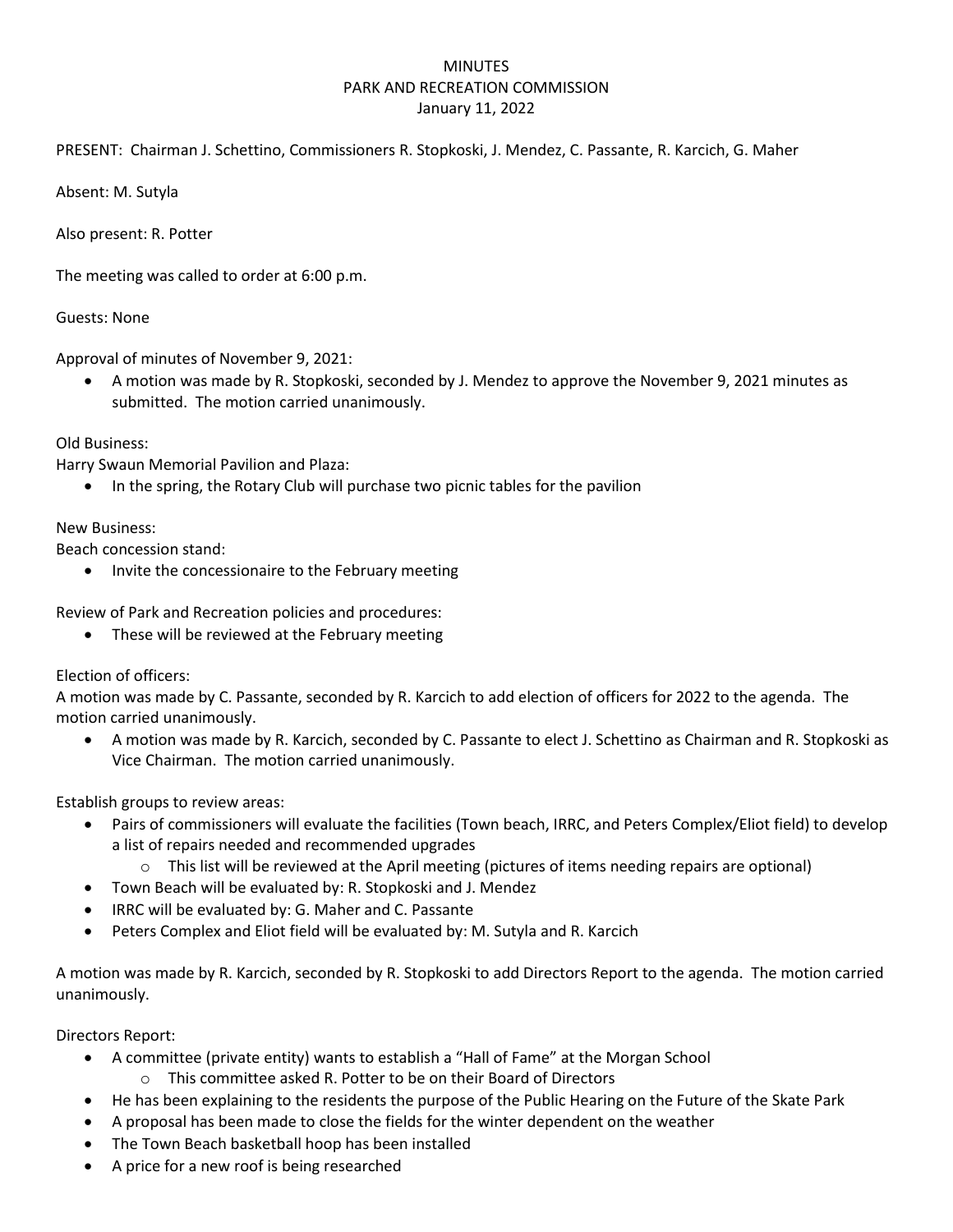# MINUTES
## PARK AND RECREATION COMMISSION
### January 11, 2022

PRESENT: Chairman J. Schettino, Commissioners R. Stopkoski, J. Mendez, C. Passante, R. Karcich, G. Maher

Absent: M. Sutyla

Also present: R. Potter

The meeting was called to order at 6:00 p.m.

Guests: None

Approval of minutes of November 9, 2021:

- A motion was made by R. Stopkoski, seconded by J. Mendez to approve the November 9, 2021 minutes as submitted. The motion carried unanimously.

Old Business:

Harry Swaun Memorial Pavilion and Plaza:

- In the spring, the Rotary Club will purchase two picnic tables for the pavilion

New Business:

Beach concession stand:

- Invite the concessionaire to the February meeting

Review of Park and Recreation policies and procedures:

- These will be reviewed at the February meeting

Election of officers:

A motion was made by C. Passante, seconded by R. Karcich to add election of officers for 2022 to the agenda. The motion carried unanimously.

- A motion was made by R. Karcich, seconded by C. Passante to elect J. Schettino as Chairman and R. Stopkoski as Vice Chairman. The motion carried unanimously.

Establish groups to review areas:

- Pairs of commissioners will evaluate the facilities (Town beach, IRRC, and Peters Complex/Eliot field) to develop a list of repairs needed and recommended upgrades
  - This list will be reviewed at the April meeting (pictures of items needing repairs are optional)
- Town Beach will be evaluated by: R. Stopkoski and J. Mendez
- IRRC will be evaluated by: G. Maher and C. Passante
- Peters Complex and Eliot field will be evaluated by: M. Sutyla and R. Karcich

A motion was made by R. Karcich, seconded by R. Stopkoski to add Directors Report to the agenda. The motion carried unanimously.

Directors Report:

- A committee (private entity) wants to establish a "Hall of Fame" at the Morgan School
  - This committee asked R. Potter to be on their Board of Directors
- He has been explaining to the residents the purpose of the Public Hearing on the Future of the Skate Park
- A proposal has been made to close the fields for the winter dependent on the weather
- The Town Beach basketball hoop has been installed
- A price for a new roof is being researched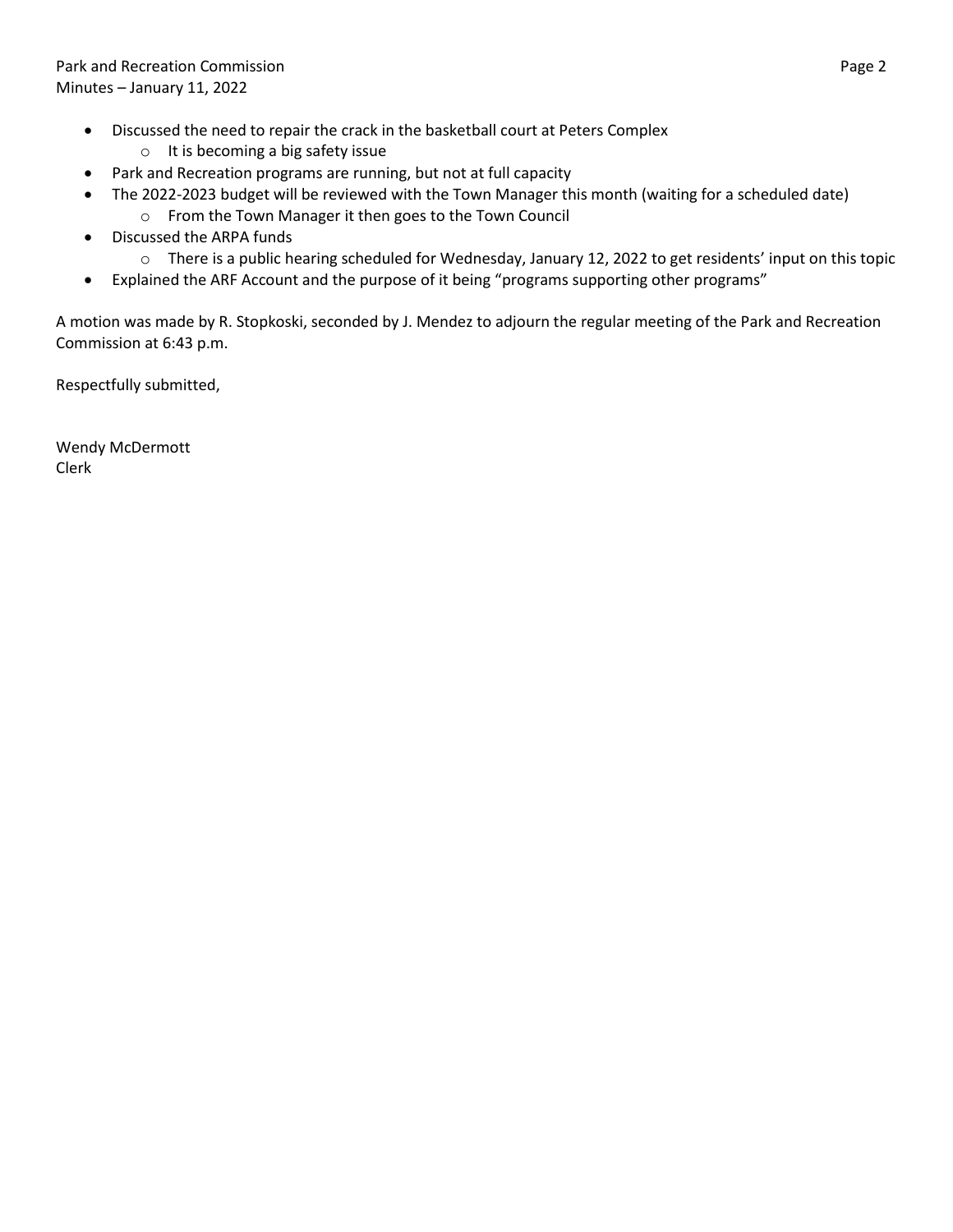- Discussed the need to repair the crack in the basketball court at Peters Complex
  - It is becoming a big safety issue
- Park and Recreation programs are running, but not at full capacity
- The 2022-2023 budget will be reviewed with the Town Manager this month (waiting for a scheduled date)
  - From the Town Manager it then goes to the Town Council
- Discussed the ARPA funds
  - There is a public hearing scheduled for Wednesday, January 12, 2022 to get residents' input on this topic
- Explained the ARF Account and the purpose of it being "programs supporting other programs"

A motion was made by R. Stopkoski, seconded by J. Mendez to adjourn the regular meeting of the Park and Recreation Commission at 6:43 p.m.

Respectfully submitted,

Wendy McDermott
Clerk